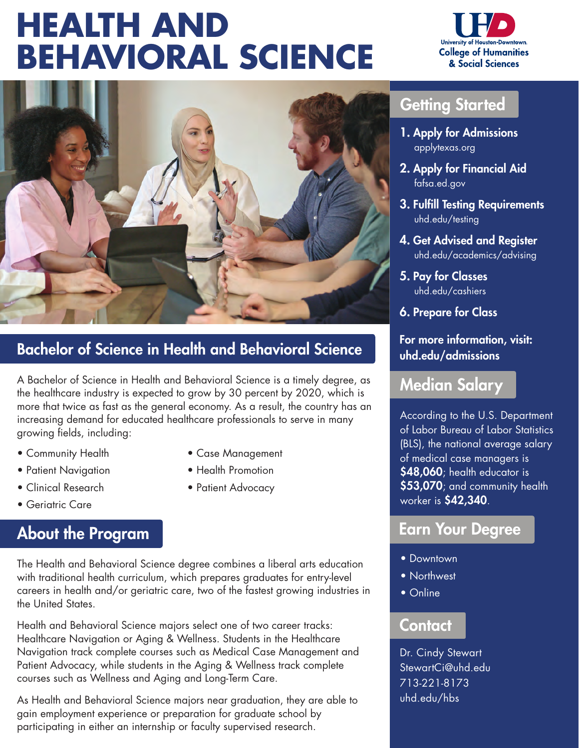# HEALTH AND BEHAVIORAL SCIENCE

University of Houston-Downtown
College of Humanities & Social Sciences

## Bachelor of Science in Health and Behavioral Science

A Bachelor of Science in Health and Behavioral Science is a timely degree, as the healthcare industry is expected to grow by 30 percent by 2020, which is more that twice as fast as the general economy. As a result, the country has an increasing demand for educated healthcare professionals to serve in many growing fields, including:

- Community Health
- Patient Navigation
- Clinical Research
- Geriatric Care
- Case Management
- Health Promotion
- Patient Advocacy

## About the Program

The Health and Behavioral Science degree combines a liberal arts education with traditional health curriculum, which prepares graduates for entry-level careers in health and/or geriatric care, two of the fastest growing industries in the United States.

Health and Behavioral Science majors select one of two career tracks: Healthcare Navigation or Aging & Wellness. Students in the Healthcare Navigation track complete courses such as Medical Case Management and Patient Advocacy, while students in the Aging & Wellness track complete courses such as Wellness and Aging and Long-Term Care.

As Health and Behavioral Science majors near graduation, they are able to gain employment experience or preparation for graduate school by participating in either an internship or faculty supervised research.

## Getting Started

1. **Apply for Admissions**
   applytexas.org
2. **Apply for Financial Aid**
   fafsa.ed.gov
3. **Fulfill Testing Requirements**
   uhd.edu/testing
4. **Get Advised and Register**
   uhd.edu/academics/advising
5. **Pay for Classes**
   uhd.edu/cashiers
6. **Prepare for Class**

**For more information, visit: uhd.edu/admissions**

## Median Salary

According to the U.S. Department of Labor Bureau of Labor Statistics (BLS), the national average salary of medical case managers is **$48,060**; health educator is **$53,070**; and community health worker is **$42,340**.

## Earn Your Degree

- Downtown
- Northwest
- Online

## Contact

Dr. Cindy Stewart
StewartCi@uhd.edu
713-221-8173
uhd.edu/hbs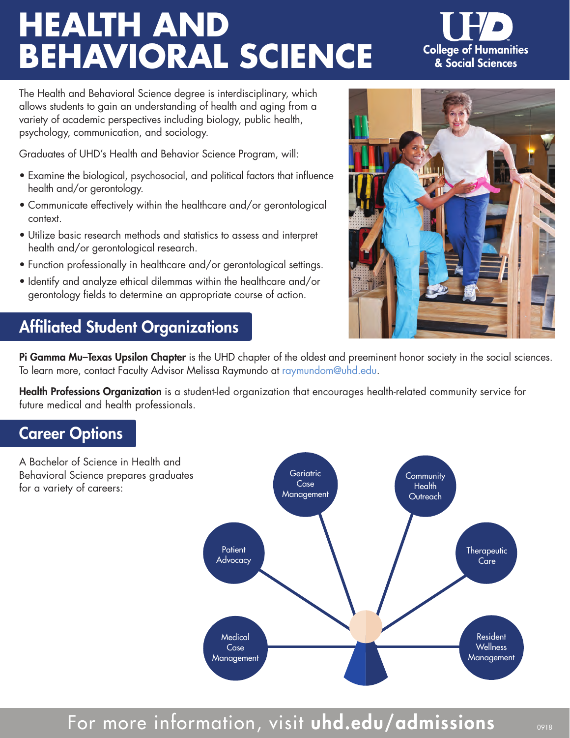# HEALTH AND BEHAVIORAL SCIENCE

UHD College of Humanities & Social Sciences

The Health and Behavioral Science degree is interdisciplinary, which allows students to gain an understanding of health and aging from a variety of academic perspectives including biology, public health, psychology, communication, and sociology.

Graduates of UHD's Health and Behavior Science Program, will:

- Examine the biological, psychosocial, and political factors that influence health and/or gerontology.
- Communicate effectively within the healthcare and/or gerontological context.
- Utilize basic research methods and statistics to assess and interpret health and/or gerontological research.
- Function professionally in healthcare and/or gerontological settings.
- Identify and analyze ethical dilemmas within the healthcare and/or gerontology fields to determine an appropriate course of action.

## Affiliated Student Organizations

**Pi Gamma Mu–Texas Upsilon Chapter** is the UHD chapter of the oldest and preeminent honor society in the social sciences. To learn more, contact Faculty Advisor Melissa Raymundo at raymundom@uhd.edu.

**Health Professions Organization** is a student-led organization that encourages health-related community service for future medical and health professionals.

## Career Options

A Bachelor of Science in Health and Behavioral Science prepares graduates for a variety of careers:

Geriatric Case Management

Community Health Outreach

Patient Advocacy

Therapeutic Care

Medical Case Management

Resident Wellness Management

For more information, visit **uhd.edu/admissions**

0918